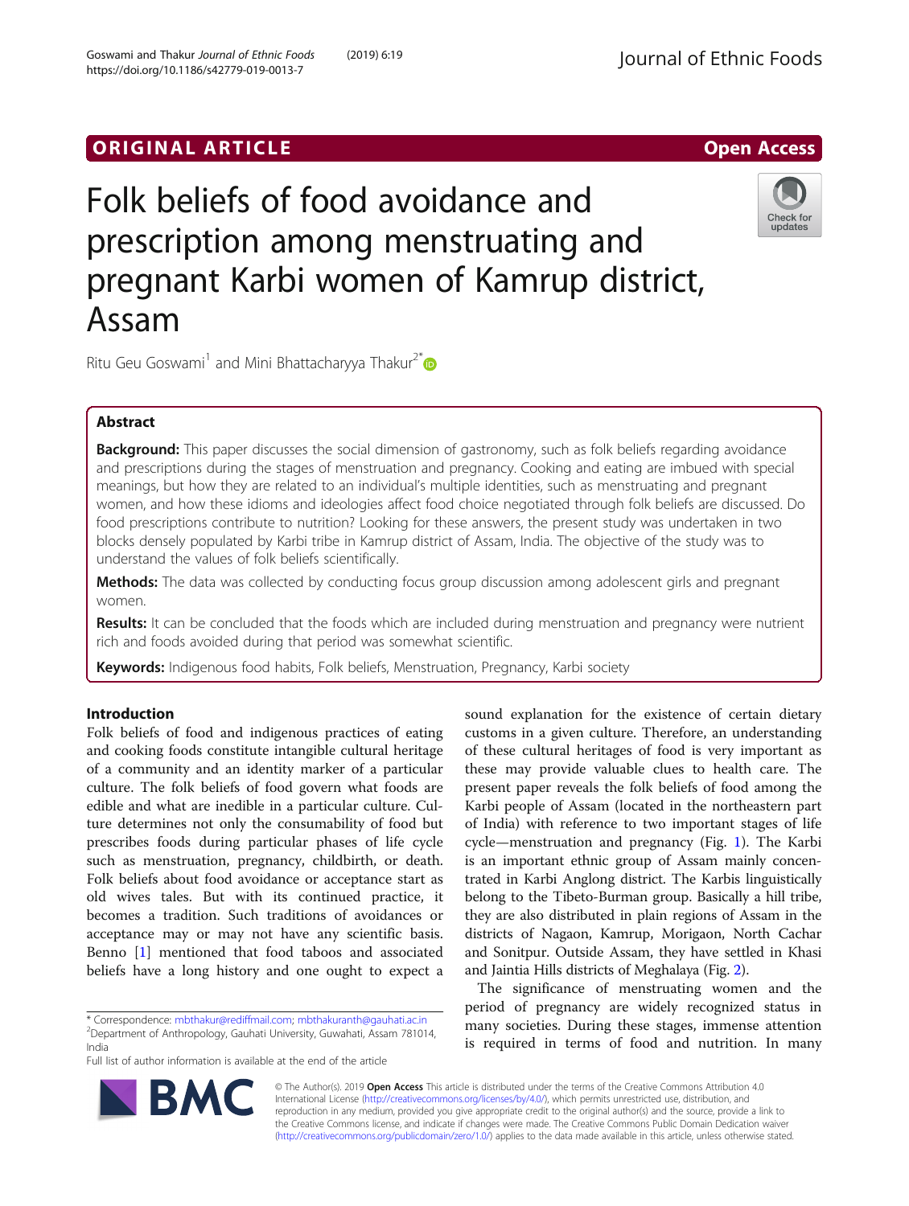ORIGINAL ARTICLE

Open Access

# Folk beliefs of food avoidance and prescription among menstruating and pregnant Karbi women of Kamrup district, Assam

Ritu Geu Goswami[1] and Mini Bhattacharyya Thakur[2*]

## Abstract

**Background:** This paper discusses the social dimension of gastronomy, such as folk beliefs regarding avoidance and prescriptions during the stages of menstruation and pregnancy. Cooking and eating are imbued with special meanings, but how they are related to an individual's multiple identities, such as menstruating and pregnant women, and how these idioms and ideologies affect food choice negotiated through folk beliefs are discussed. Do food prescriptions contribute to nutrition? Looking for these answers, the present study was undertaken in two blocks densely populated by Karbi tribe in Kamrup district of Assam, India. The objective of the study was to understand the values of folk beliefs scientifically.

**Methods:** The data was collected by conducting focus group discussion among adolescent girls and pregnant women.

**Results:** It can be concluded that the foods which are included during menstruation and pregnancy were nutrient rich and foods avoided during that period was somewhat scientific.

**Keywords:** Indigenous food habits, Folk beliefs, Menstruation, Pregnancy, Karbi society

## Introduction

Folk beliefs of food and indigenous practices of eating and cooking foods constitute intangible cultural heritage of a community and an identity marker of a particular culture. The folk beliefs of food govern what foods are edible and what are inedible in a particular culture. Culture determines not only the consumability of food but prescribes foods during particular phases of life cycle such as menstruation, pregnancy, childbirth, or death. Folk beliefs about food avoidance or acceptance start as old wives tales. But with its continued practice, it becomes a tradition. Such traditions of avoidances or acceptance may or may not have any scientific basis. Benno [1] mentioned that food taboos and associated beliefs have a long history and one ought to expect a sound explanation for the existence of certain dietary customs in a given culture. Therefore, an understanding of these cultural heritages of food is very important as these may provide valuable clues to health care. The present paper reveals the folk beliefs of food among the Karbi people of Assam (located in the northeastern part of India) with reference to two important stages of life cycle—menstruation and pregnancy (Fig. 1). The Karbi is an important ethnic group of Assam mainly concentrated in Karbi Anglong district. The Karbis linguistically belong to the Tibeto-Burman group. Basically a hill tribe, they are also distributed in plain regions of Assam in the districts of Nagaon, Kamrup, Morigaon, North Cachar and Sonitpur. Outside Assam, they have settled in Khasi and Jaintia Hills districts of Meghalaya (Fig. 2).

The significance of menstruating women and the period of pregnancy are widely recognized status in many societies. During these stages, immense attention is required in terms of food and nutrition. In many

* Correspondence: mbthakur@rediffmail.com; mbthakuranth@gauhati.ac.in
[2]Department of Anthropology, Gauhati University, Guwahati, Assam 781014, India
Full list of author information is available at the end of the article

© The Author(s). 2019 **Open Access** This article is distributed under the terms of the Creative Commons Attribution 4.0 International License (http://creativecommons.org/licenses/by/4.0/), which permits unrestricted use, distribution, and reproduction in any medium, provided you give appropriate credit to the original author(s) and the source, provide a link to the Creative Commons license, and indicate if changes were made. The Creative Commons Public Domain Dedication waiver (http://creativecommons.org/publicdomain/zero/1.0/) applies to the data made available in this article, unless otherwise stated.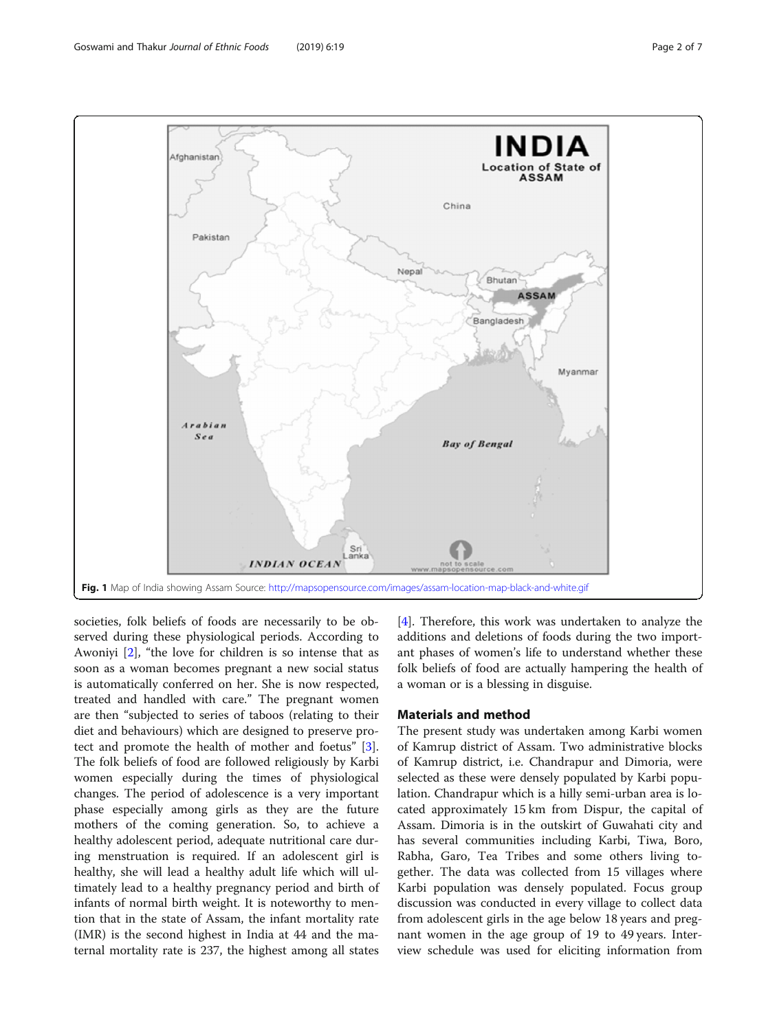Fig. 1 Map of India showing Assam Source: http://mapsopensource.com/images/assam-location-map-black-and-white.gif

societies, folk beliefs of foods are necessarily to be observed during these physiological periods. According to Awoniyi [2], "the love for children is so intense that as soon as a woman becomes pregnant a new social status is automatically conferred on her. She is now respected, treated and handled with care." The pregnant women are then "subjected to series of taboos (relating to their diet and behaviours) which are designed to preserve protect and promote the health of mother and foetus" [3]. The folk beliefs of food are followed religiously by Karbi women especially during the times of physiological changes. The period of adolescence is a very important phase especially among girls as they are the future mothers of the coming generation. So, to achieve a healthy adolescent period, adequate nutritional care during menstruation is required. If an adolescent girl is healthy, she will lead a healthy adult life which will ultimately lead to a healthy pregnancy period and birth of infants of normal birth weight. It is noteworthy to mention that in the state of Assam, the infant mortality rate (IMR) is the second highest in India at 44 and the maternal mortality rate is 237, the highest among all states [4]. Therefore, this work was undertaken to analyze the additions and deletions of foods during the two important phases of women's life to understand whether these folk beliefs of food are actually hampering the health of a woman or is a blessing in disguise.

## Materials and method

The present study was undertaken among Karbi women of Kamrup district of Assam. Two administrative blocks of Kamrup district, i.e. Chandrapur and Dimoria, were selected as these were densely populated by Karbi population. Chandrapur which is a hilly semi-urban area is located approximately 15 km from Dispur, the capital of Assam. Dimoria is in the outskirt of Guwahati city and has several communities including Karbi, Tiwa, Boro, Rabha, Garo, Tea Tribes and some others living together. The data was collected from 15 villages where Karbi population was densely populated. Focus group discussion was conducted in every village to collect data from adolescent girls in the age below 18 years and pregnant women in the age group of 19 to 49 years. Interview schedule was used for eliciting information from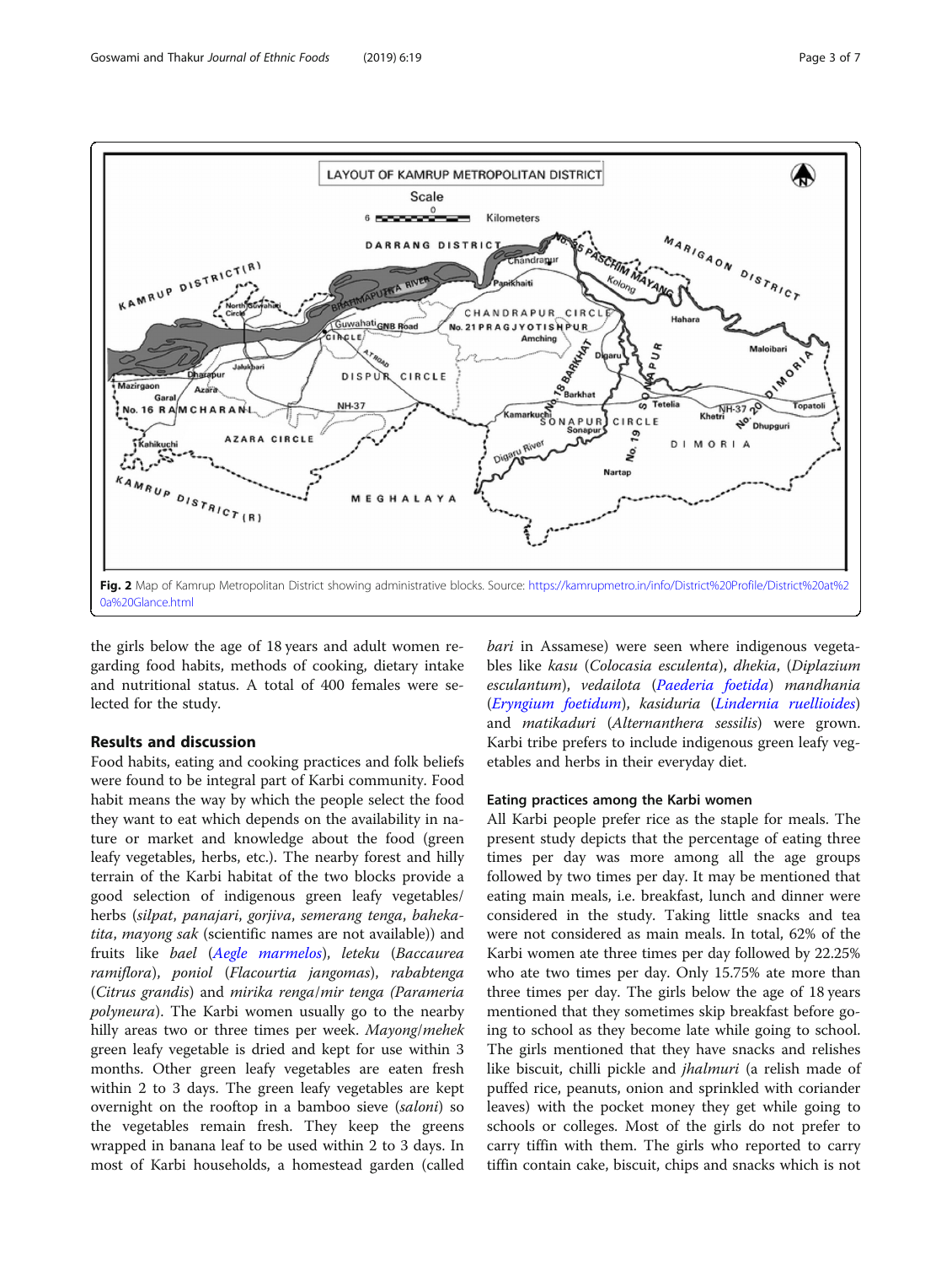Fig. 2 Map of Kamrup Metropolitan District showing administrative blocks. Source: https://kamrupmetro.in/info/District%20Profile/District%20at%20a%20Glance.html

the girls below the age of 18 years and adult women regarding food habits, methods of cooking, dietary intake and nutritional status. A total of 400 females were selected for the study.

## Results and discussion

Food habits, eating and cooking practices and folk beliefs were found to be integral part of Karbi community. Food habit means the way by which the people select the food they want to eat which depends on the availability in nature or market and knowledge about the food (green leafy vegetables, herbs, etc.). The nearby forest and hilly terrain of the Karbi habitat of the two blocks provide a good selection of indigenous green leafy vegetables/herbs (*silpat*, *panajari*, *gorjiva*, *semerang tenga*, *bahekatita*, *mayong sak* (scientific names are not available)) and fruits like *bael* (*Aegle marmelos*), *leteku* (*Baccaurea ramiflora*), *poniol* (*Flacourtia jangomas*), *rababtenga* (*Citrus grandis*) and *mirika renga*/*mir tenga* (*Parameria polyneura*). The Karbi women usually go to the nearby hilly areas two or three times per week. *Mayong*/*mehek* green leafy vegetable is dried and kept for use within 3 months. Other green leafy vegetables are eaten fresh within 2 to 3 days. The green leafy vegetables are kept overnight on the rooftop in a bamboo sieve (*saloni*) so the vegetables remain fresh. They keep the greens wrapped in banana leaf to be used within 2 to 3 days. In most of Karbi households, a homestead garden (called *bari* in Assamese) were seen where indigenous vegetables like *kasu* (*Colocasia esculenta*), *dhekia*, (*Diplazium esculantum*), *vedailota* (*Paederia foetida*) *mandhania* (*Eryngium foetidum*), *kasiduria* (*Lindernia ruellioides*) and *matikaduri* (*Alternanthera sessilis*) were grown. Karbi tribe prefers to include indigenous green leafy vegetables and herbs in their everyday diet.

### Eating practices among the Karbi women

All Karbi people prefer rice as the staple for meals. The present study depicts that the percentage of eating three times per day was more among all the age groups followed by two times per day. It may be mentioned that eating main meals, i.e. breakfast, lunch and dinner were considered in the study. Taking little snacks and tea were not considered as main meals. In total, 62% of the Karbi women ate three times per day followed by 22.25% who ate two times per day. Only 15.75% ate more than three times per day. The girls below the age of 18 years mentioned that they sometimes skip breakfast before going to school as they become late while going to school. The girls mentioned that they have snacks and relishes like biscuit, chilli pickle and *jhalmuri* (a relish made of puffed rice, peanuts, onion and sprinkled with coriander leaves) with the pocket money they get while going to schools or colleges. Most of the girls do not prefer to carry tiffin with them. The girls who reported to carry tiffin contain cake, biscuit, chips and snacks which is not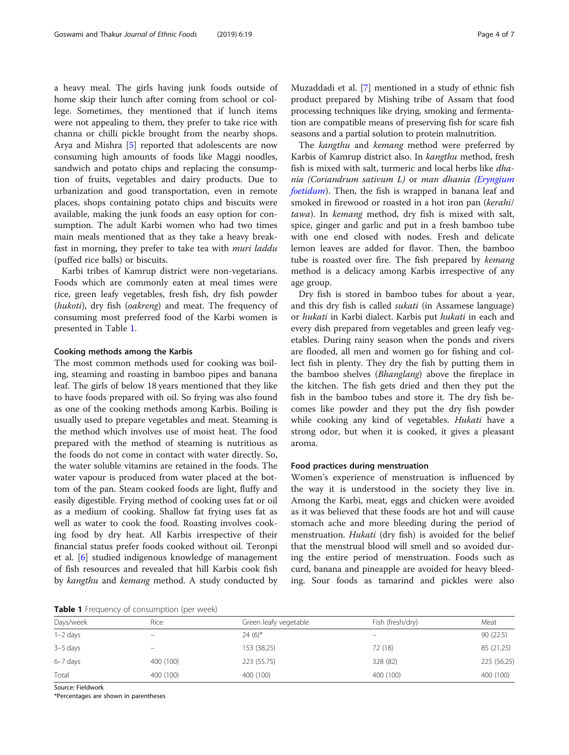a heavy meal. The girls having junk foods outside of home skip their lunch after coming from school or college. Sometimes, they mentioned that if lunch items were not appealing to them, they prefer to take rice with channa or chilli pickle brought from the nearby shops. Arya and Mishra [5] reported that adolescents are now consuming high amounts of foods like Maggi noodles, sandwich and potato chips and replacing the consumption of fruits, vegetables and dairy products. Due to urbanization and good transportation, even in remote places, shops containing potato chips and biscuits were available, making the junk foods an easy option for consumption. The adult Karbi women who had two times main meals mentioned that as they take a heavy breakfast in morning, they prefer to take tea with *muri laddu* (puffed rice balls) or biscuits.

Karbi tribes of Kamrup district were non-vegetarians. Foods which are commonly eaten at meal times were rice, green leafy vegetables, fresh fish, dry fish powder (*hukoti*), dry fish (*oakreng*) and meat. The frequency of consuming most preferred food of the Karbi women is presented in Table 1.

### Cooking methods among the Karbis

The most common methods used for cooking was boiling, steaming and roasting in bamboo pipes and banana leaf. The girls of below 18 years mentioned that they like to have foods prepared with oil. So frying was also found as one of the cooking methods among Karbis. Boiling is usually used to prepare vegetables and meat. Steaming is the method which involves use of moist heat. The food prepared with the method of steaming is nutritious as the foods do not come in contact with water directly. So, the water soluble vitamins are retained in the foods. The water vapour is produced from water placed at the bottom of the pan. Steam cooked foods are light, fluffy and easily digestible. Frying method of cooking uses fat or oil as a medium of cooking. Shallow fat frying uses fat as well as water to cook the food. Roasting involves cooking food by dry heat. All Karbis irrespective of their financial status prefer foods cooked without oil. Teronpi et al. [6] studied indigenous knowledge of management of fish resources and revealed that hill Karbis cook fish by *kangthu* and *kemang* method. A study conducted by Muzaddadi et al. [7] mentioned in a study of ethnic fish product prepared by Mishing tribe of Assam that food processing techniques like drying, smoking and fermentation are compatible means of preserving fish for scare fish seasons and a partial solution to protein malnutrition.

The *kangthu* and *kemang* method were preferred by Karbis of Kamrup district also. In *kangthu* method, fresh fish is mixed with salt, turmeric and local herbs like *dhania (Coriandrum sativum L)* or *man dhania (Eryngium foetidum)*. Then, the fish is wrapped in banana leaf and smoked in firewood or roasted in a hot iron pan (*kerahi*/*tawa*). In *kemang* method, dry fish is mixed with salt, spice, ginger and garlic and put in a fresh bamboo tube with one end closed with nodes. Fresh and delicate lemon leaves are added for flavor. Then, the bamboo tube is roasted over fire. The fish prepared by *kemang* method is a delicacy among Karbis irrespective of any age group.

Dry fish is stored in bamboo tubes for about a year, and this dry fish is called *sukati* (in Assamese language) or *hukati* in Karbi dialect. Karbis put *hukati* in each and every dish prepared from vegetables and green leafy vegetables. During rainy season when the ponds and rivers are flooded, all men and women go for fishing and collect fish in plenty. They dry the fish by putting them in the bamboo shelves (*Bhanglang*) above the fireplace in the kitchen. The fish gets dried and then they put the fish in the bamboo tubes and store it. The dry fish becomes like powder and they put the dry fish powder while cooking any kind of vegetables. *Hukati* have a strong odor, but when it is cooked, it gives a pleasant aroma.

### Food practices during menstruation

Women's experience of menstruation is influenced by the way it is understood in the society they live in. Among the Karbi, meat, eggs and chicken were avoided as it was believed that these foods are hot and will cause stomach ache and more bleeding during the period of menstruation. *Hukati* (dry fish) is avoided for the belief that the menstrual blood will smell and so avoided during the entire period of menstruation. Foods such as curd, banana and pineapple are avoided for heavy bleeding. Sour foods as tamarind and pickles were also

**Table 1** Frequency of consumption (per week)

| Days/week | Rice | Green leafy vegetable | Fish (fresh/dry) | Meat |
|---|---|---|---|---|
| 1–2 days | – | 24 (6)* | – | 90 (22.5) |
| 3–5 days | – | 153 (38.25) | 72 (18) | 85 (21.25) |
| 6–7 days | 400 (100) | 223 (55.75) | 328 (82) | 225 (56.25) |
| Total | 400 (100) | 400 (100) | 400 (100) | 400 (100) |

Source: Fieldwork

*Percentages are shown in parentheses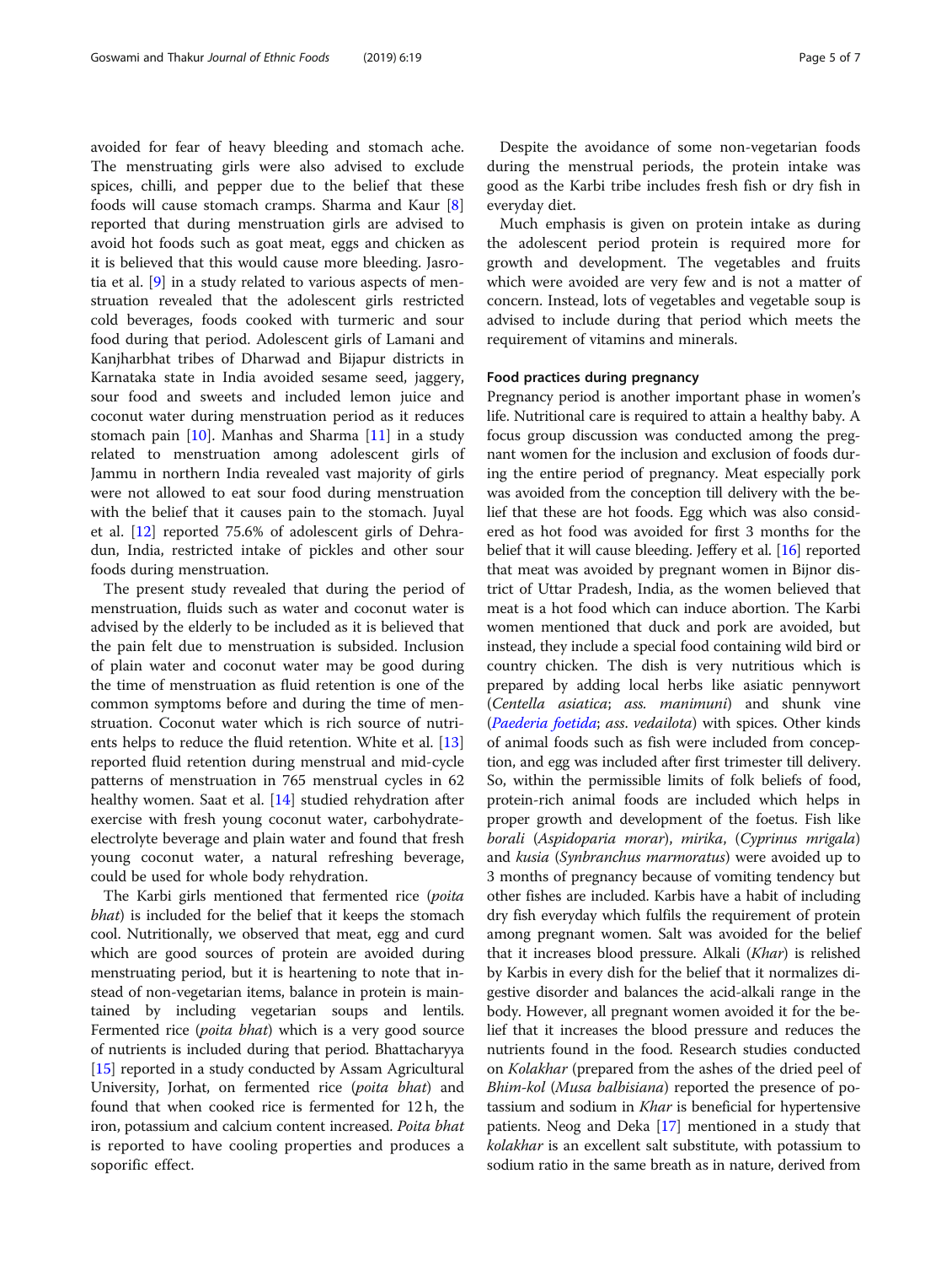avoided for fear of heavy bleeding and stomach ache. The menstruating girls were also advised to exclude spices, chilli, and pepper due to the belief that these foods will cause stomach cramps. Sharma and Kaur [8] reported that during menstruation girls are advised to avoid hot foods such as goat meat, eggs and chicken as it is believed that this would cause more bleeding. Jasrotia et al. [9] in a study related to various aspects of menstruation revealed that the adolescent girls restricted cold beverages, foods cooked with turmeric and sour food during that period. Adolescent girls of Lamani and Kanjharbhat tribes of Dharwad and Bijapur districts in Karnataka state in India avoided sesame seed, jaggery, sour food and sweets and included lemon juice and coconut water during menstruation period as it reduces stomach pain [10]. Manhas and Sharma [11] in a study related to menstruation among adolescent girls of Jammu in northern India revealed vast majority of girls were not allowed to eat sour food during menstruation with the belief that it causes pain to the stomach. Juyal et al. [12] reported 75.6% of adolescent girls of Dehradun, India, restricted intake of pickles and other sour foods during menstruation.

The present study revealed that during the period of menstruation, fluids such as water and coconut water is advised by the elderly to be included as it is believed that the pain felt due to menstruation is subsided. Inclusion of plain water and coconut water may be good during the time of menstruation as fluid retention is one of the common symptoms before and during the time of menstruation. Coconut water which is rich source of nutrients helps to reduce the fluid retention. White et al. [13] reported fluid retention during menstrual and mid-cycle patterns of menstruation in 765 menstrual cycles in 62 healthy women. Saat et al. [14] studied rehydration after exercise with fresh young coconut water, carbohydrate-electrolyte beverage and plain water and found that fresh young coconut water, a natural refreshing beverage, could be used for whole body rehydration.

The Karbi girls mentioned that fermented rice (*poita bhat*) is included for the belief that it keeps the stomach cool. Nutritionally, we observed that meat, egg and curd which are good sources of protein are avoided during menstruating period, but it is heartening to note that instead of non-vegetarian items, balance in protein is maintained by including vegetarian soups and lentils. Fermented rice (*poita bhat*) which is a very good source of nutrients is included during that period. Bhattacharyya [15] reported in a study conducted by Assam Agricultural University, Jorhat, on fermented rice (*poita bhat*) and found that when cooked rice is fermented for 12 h, the iron, potassium and calcium content increased. *Poita bhat* is reported to have cooling properties and produces a soporific effect.

Despite the avoidance of some non-vegetarian foods during the menstrual periods, the protein intake was good as the Karbi tribe includes fresh fish or dry fish in everyday diet.

Much emphasis is given on protein intake as during the adolescent period protein is required more for growth and development. The vegetables and fruits which were avoided are very few and is not a matter of concern. Instead, lots of vegetables and vegetable soup is advised to include during that period which meets the requirement of vitamins and minerals.

#### Food practices during pregnancy

Pregnancy period is another important phase in women's life. Nutritional care is required to attain a healthy baby. A focus group discussion was conducted among the pregnant women for the inclusion and exclusion of foods during the entire period of pregnancy. Meat especially pork was avoided from the conception till delivery with the belief that these are hot foods. Egg which was also considered as hot food was avoided for first 3 months for the belief that it will cause bleeding. Jeffery et al. [16] reported that meat was avoided by pregnant women in Bijnor district of Uttar Pradesh, India, as the women believed that meat is a hot food which can induce abortion. The Karbi women mentioned that duck and pork are avoided, but instead, they include a special food containing wild bird or country chicken. The dish is very nutritious which is prepared by adding local herbs like asiatic pennywort (*Centella asiatica*; *ass. manimuni*) and shunk vine (*Paederia foetida*; *ass. vedailota*) with spices. Other kinds of animal foods such as fish were included from conception, and egg was included after first trimester till delivery. So, within the permissible limits of folk beliefs of food, protein-rich animal foods are included which helps in proper growth and development of the foetus. Fish like *borali* (*Aspidoparia morar*), *mirika*, (*Cyprinus mrigala*) and *kusia* (*Synbranchus marmoratus*) were avoided up to 3 months of pregnancy because of vomiting tendency but other fishes are included. Karbis have a habit of including dry fish everyday which fulfils the requirement of protein among pregnant women. Salt was avoided for the belief that it increases blood pressure. Alkali (*Khar*) is relished by Karbis in every dish for the belief that it normalizes digestive disorder and balances the acid-alkali range in the body. However, all pregnant women avoided it for the belief that it increases the blood pressure and reduces the nutrients found in the food. Research studies conducted on *Kolakhar* (prepared from the ashes of the dried peel of *Bhim-kol* (*Musa balbisiana*) reported the presence of potassium and sodium in *Khar* is beneficial for hypertensive patients. Neog and Deka [17] mentioned in a study that *kolakhar* is an excellent salt substitute, with potassium to sodium ratio in the same breath as in nature, derived from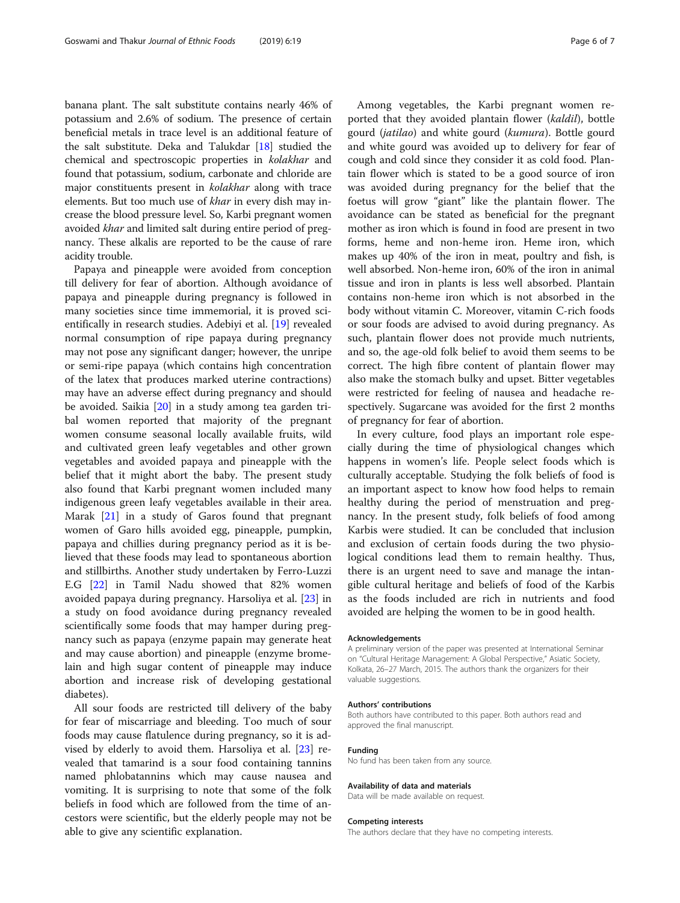banana plant. The salt substitute contains nearly 46% of potassium and 2.6% of sodium. The presence of certain beneficial metals in trace level is an additional feature of the salt substitute. Deka and Talukdar [18] studied the chemical and spectroscopic properties in *kolakhar* and found that potassium, sodium, carbonate and chloride are major constituents present in *kolakhar* along with trace elements. But too much use of *khar* in every dish may increase the blood pressure level. So, Karbi pregnant women avoided *khar* and limited salt during entire period of pregnancy. These alkalis are reported to be the cause of rare acidity trouble.

Papaya and pineapple were avoided from conception till delivery for fear of abortion. Although avoidance of papaya and pineapple during pregnancy is followed in many societies since time immemorial, it is proved scientifically in research studies. Adebiyi et al. [19] revealed normal consumption of ripe papaya during pregnancy may not pose any significant danger; however, the unripe or semi-ripe papaya (which contains high concentration of the latex that produces marked uterine contractions) may have an adverse effect during pregnancy and should be avoided. Saikia [20] in a study among tea garden tribal women reported that majority of the pregnant women consume seasonal locally available fruits, wild and cultivated green leafy vegetables and other grown vegetables and avoided papaya and pineapple with the belief that it might abort the baby. The present study also found that Karbi pregnant women included many indigenous green leafy vegetables available in their area. Marak [21] in a study of Garos found that pregnant women of Garo hills avoided egg, pineapple, pumpkin, papaya and chillies during pregnancy period as it is believed that these foods may lead to spontaneous abortion and stillbirths. Another study undertaken by Ferro-Luzzi E.G [22] in Tamil Nadu showed that 82% women avoided papaya during pregnancy. Harsoliya et al. [23] in a study on food avoidance during pregnancy revealed scientifically some foods that may hamper during pregnancy such as papaya (enzyme papain may generate heat and may cause abortion) and pineapple (enzyme bromelain and high sugar content of pineapple may induce abortion and increase risk of developing gestational diabetes).

All sour foods are restricted till delivery of the baby for fear of miscarriage and bleeding. Too much of sour foods may cause flatulence during pregnancy, so it is advised by elderly to avoid them. Harsoliya et al. [23] revealed that tamarind is a sour food containing tannins named phlobatannins which may cause nausea and vomiting. It is surprising to note that some of the folk beliefs in food which are followed from the time of ancestors were scientific, but the elderly people may not be able to give any scientific explanation.

Among vegetables, the Karbi pregnant women reported that they avoided plantain flower (*kaldil*), bottle gourd (*jatilao*) and white gourd (*kumura*). Bottle gourd and white gourd was avoided up to delivery for fear of cough and cold since they consider it as cold food. Plantain flower which is stated to be a good source of iron was avoided during pregnancy for the belief that the foetus will grow "giant" like the plantain flower. The avoidance can be stated as beneficial for the pregnant mother as iron which is found in food are present in two forms, heme and non-heme iron. Heme iron, which makes up 40% of the iron in meat, poultry and fish, is well absorbed. Non-heme iron, 60% of the iron in animal tissue and iron in plants is less well absorbed. Plantain contains non-heme iron which is not absorbed in the body without vitamin C. Moreover, vitamin C-rich foods or sour foods are advised to avoid during pregnancy. As such, plantain flower does not provide much nutrients, and so, the age-old folk belief to avoid them seems to be correct. The high fibre content of plantain flower may also make the stomach bulky and upset. Bitter vegetables were restricted for feeling of nausea and headache respectively. Sugarcane was avoided for the first 2 months of pregnancy for fear of abortion.

In every culture, food plays an important role especially during the time of physiological changes which happens in women's life. People select foods which is culturally acceptable. Studying the folk beliefs of food is an important aspect to know how food helps to remain healthy during the period of menstruation and pregnancy. In the present study, folk beliefs of food among Karbis were studied. It can be concluded that inclusion and exclusion of certain foods during the two physiological conditions lead them to remain healthy. Thus, there is an urgent need to save and manage the intangible cultural heritage and beliefs of food of the Karbis as the foods included are rich in nutrients and food avoided are helping the women to be in good health.

#### Acknowledgements

A preliminary version of the paper was presented at International Seminar on "Cultural Heritage Management: A Global Perspective," Asiatic Society, Kolkata, 26–27 March, 2015. The authors thank the organizers for their valuable suggestions.

#### Authors' contributions

Both authors have contributed to this paper. Both authors read and approved the final manuscript.

#### Funding

No fund has been taken from any source.

#### Availability of data and materials

Data will be made available on request.

#### Competing interests

The authors declare that they have no competing interests.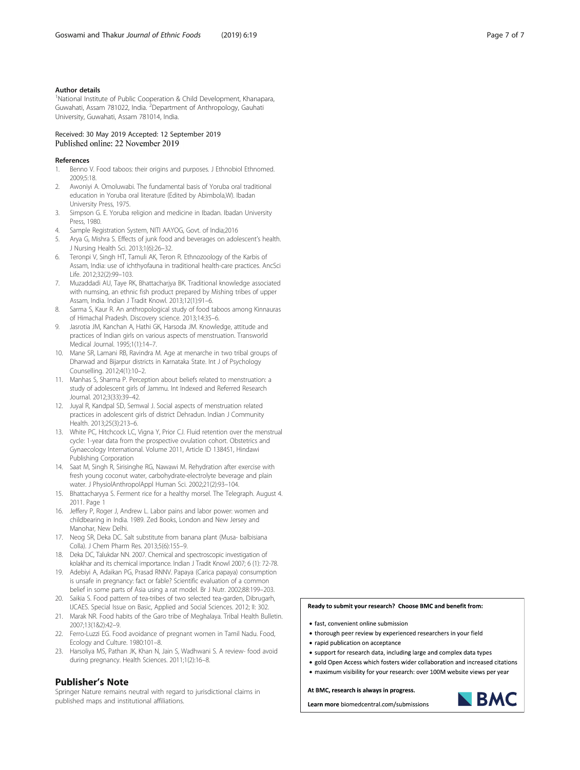#### Author details

[1]National Institute of Public Cooperation & Child Development, Khanapara, Guwahati, Assam 781022, India. [2]Department of Anthropology, Gauhati University, Guwahati, Assam 781014, India.

Received: 30 May 2019 Accepted: 12 September 2019
Published online: 22 November 2019

#### References

1. Benno V. Food taboos: their origins and purposes. J Ethnobiol Ethnomed. 2009;5:18.
2. Awoniyi A. Omoluwabi. The fundamental basis of Yoruba oral traditional education in Yoruba oral literature (Edited by Abimbola,W). Ibadan University Press, 1975.
3. Simpson G. E. Yoruba religion and medicine in Ibadan. Ibadan University Press, 1980.
4. Sample Registration System, NITI AAYOG, Govt. of India;2016
5. Arya G, Mishra S. Effects of junk food and beverages on adolescent's health. J Nursing Health Sci. 2013;1(6):26–32.
6. Teronpi V, Singh HT, Tamuli AK, Teron R. Ethnozoology of the Karbis of Assam, India: use of ichthyofauna in traditional health-care practices. AncSci Life. 2012;32(2):99–103.
7. Muzaddadi AU, Taye RK, Bhattacharjya BK. Traditional knowledge associated with numsing, an ethnic fish product prepared by Mishing tribes of upper Assam, India. Indian J Tradit Knowl. 2013;12(1):91–6.
8. Sarma S, Kaur R. An anthropological study of food taboos among Kinnauras of Himachal Pradesh. Discovery science. 2013;14:35–6.
9. Jasrotia JM, Kanchan A, Hathi GK, Harsoda JM. Knowledge, attitude and practices of Indian girls on various aspects of menstruation. Transworld Medical Journal. 1995;1(1):14–7.
10. Mane SR, Lamani RB, Ravindra M. Age at menarche in two tribal groups of Dharwad and Bijarpur districts in Karnataka State. Int J of Psychology Counselling. 2012;4(1):10–2.
11. Manhas S, Sharma P. Perception about beliefs related to menstruation: a study of adolescent girls of Jammu. Int Indexed and Referred Research Journal. 2012;3(33):39–42.
12. Juyal R, Kandpal SD, Semwal J. Social aspects of menstruation related practices in adolescent girls of district Dehradun. Indian J Community Health. 2013;25(3):213–6.
13. White PC, Hitchcock LC, Vigna Y, Prior CJ. Fluid retention over the menstrual cycle: 1-year data from the prospective ovulation cohort. Obstetrics and Gynaecology International. Volume 2011, Article ID 138451, Hindawi Publishing Corporation
14. Saat M, Singh R, Sirisinghe RG, Nawawi M. Rehydration after exercise with fresh young coconut water, carbohydrate-electrolyte beverage and plain water. J PhysiolAnthropolAppl Human Sci. 2002;21(2):93–104.
15. Bhattacharyya S. Ferment rice for a healthy morsel. The Telegraph. August 4. 2011. Page 1
16. Jeffery P, Roger J, Andrew L. Labor pains and labor power: women and childbearing in India. 1989. Zed Books, London and New Jersey and Manohar, New Delhi.
17. Neog SR, Deka DC. Salt substitute from banana plant (Musa- balbisiana Colla). J Chem Pharm Res. 2013;5(6):155–9.
18. Deka DC, Talukdar NN. 2007. Chemical and spectroscopic investigation of kolakhar and its chemical importance. Indian J Tradit Knowl 2007; 6 (1): 72-78.
19. Adebiyi A, Adaikan PG, Prasad RNNV. Papaya (Carica papaya) consumption is unsafe in pregnancy: fact or fable? Scientific evaluation of a common belief in some parts of Asia using a rat model. Br J Nutr. 2002;88:199–203.
20. Saikia S. Food pattern of tea-tribes of two selected tea-garden, Dibrugarh, IJCAES. Special Issue on Basic, Applied and Social Sciences. 2012; II: 302.
21. Marak NR. Food habits of the Garo tribe of Meghalaya. Tribal Health Bulletin. 2007;13(1&2):42–9.
22. Ferro-Luzzi EG. Food avoidance of pregnant women in Tamil Nadu. Food, Ecology and Culture. 1980:101–8.
23. Harsoliya MS, Pathan JK, Khan N, Jain S, Wadhwani S. A review- food avoid during pregnancy. Health Sciences. 2011;1(2):16–8.

## Publisher's Note

Springer Nature remains neutral with regard to jurisdictional claims in published maps and institutional affiliations.

**Ready to submit your research? Choose BMC and benefit from:**

- fast, convenient online submission
- thorough peer review by experienced researchers in your field
- rapid publication on acceptance
- support for research data, including large and complex data types
- gold Open Access which fosters wider collaboration and increased citations
- maximum visibility for your research: over 100M website views per year

**At BMC, research is always in progress.**

**Learn more** biomedcentral.com/submissions

BMC